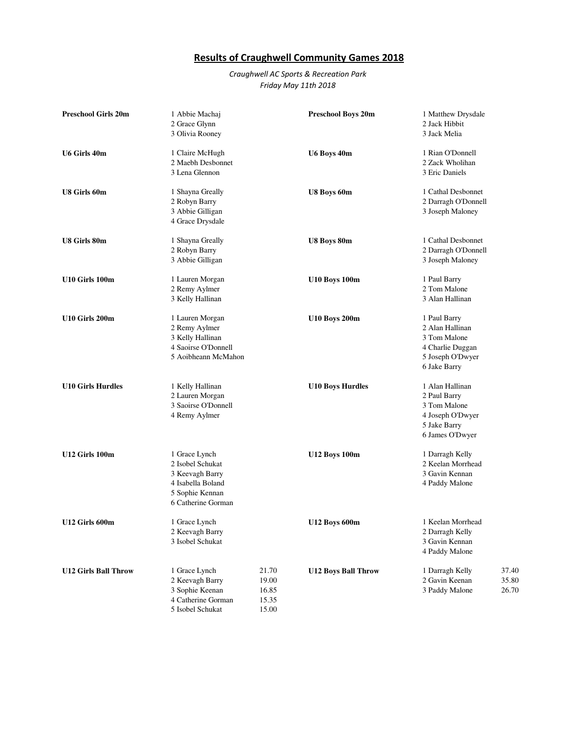# Results of Craughwell Community Games 2018

*Craughwell AC Sports & Recreation Park*
*Friday May 11th 2018*

**Preschool Girls 20m**
1 Abbie Machaj
2 Grace Glynn
3 Olivia Rooney

**Preschool Boys 20m**
1 Matthew Drysdale
2 Jack Hibbit
3 Jack Melia

**U6 Girls 40m**
1 Claire McHugh
2 Maebh Desbonnet
3 Lena Glennon

**U6 Boys 40m**
1 Rian O'Donnell
2 Zack Wholihan
3 Eric Daniels

**U8 Girls 60m**
1 Shayna Greally
2 Robyn Barry
3 Abbie Gilligan
4 Grace Drysdale

**U8 Boys 60m**
1 Cathal Desbonnet
2 Darragh O'Donnell
3 Joseph Maloney

**U8 Girls 80m**
1 Shayna Greally
2 Robyn Barry
3 Abbie Gilligan

**U8 Boys 80m**
1 Cathal Desbonnet
2 Darragh O'Donnell
3 Joseph Maloney

**U10 Girls 100m**
1 Lauren Morgan
2 Remy Aylmer
3 Kelly Hallinan

**U10 Boys 100m**
1 Paul Barry
2 Tom Malone
3 Alan Hallinan

**U10 Girls 200m**
1 Lauren Morgan
2 Remy Aylmer
3 Kelly Hallinan
4 Saoirse O'Donnell
5 Aoibheann McMahon

**U10 Boys 200m**
1 Paul Barry
2 Alan Hallinan
3 Tom Malone
4 Charlie Duggan
5 Joseph O'Dwyer
6 Jake Barry

**U10 Girls Hurdles**
1 Kelly Hallinan
2 Lauren Morgan
3 Saoirse O'Donnell
4 Remy Aylmer

**U10 Boys Hurdles**
1 Alan Hallinan
2 Paul Barry
3 Tom Malone
4 Joseph O'Dwyer
5 Jake Barry
6 James O'Dwyer

**U12 Girls 100m**
1 Grace Lynch
2 Isobel Schukat
3 Keevagh Barry
4 Isabella Boland
5 Sophie Kennan
6 Catherine Gorman

**U12 Boys 100m**
1 Darragh Kelly
2 Keelan Morrhead
3 Gavin Kennan
4 Paddy Malone

**U12 Girls 600m**
1 Grace Lynch
2 Keevagh Barry
3 Isobel Schukat

**U12 Boys 600m**
1 Keelan Morrhead
2 Darragh Kelly
3 Gavin Kennan
4 Paddy Malone

**U12 Girls Ball Throw**

| Place | Name | Distance |
|---|---|---|
| 1 | Grace Lynch | 21.70 |
| 2 | Keevagh Barry | 19.00 |
| 3 | Sophie Keenan | 16.85 |
| 4 | Catherine Gorman | 15.35 |
| 5 | Isobel Schukat | 15.00 |

**U12 Boys Ball Throw**

| Place | Name | Distance |
|---|---|---|
| 1 | Darragh Kelly | 37.40 |
| 2 | Gavin Keenan | 35.80 |
| 3 | Paddy Malone | 26.70 |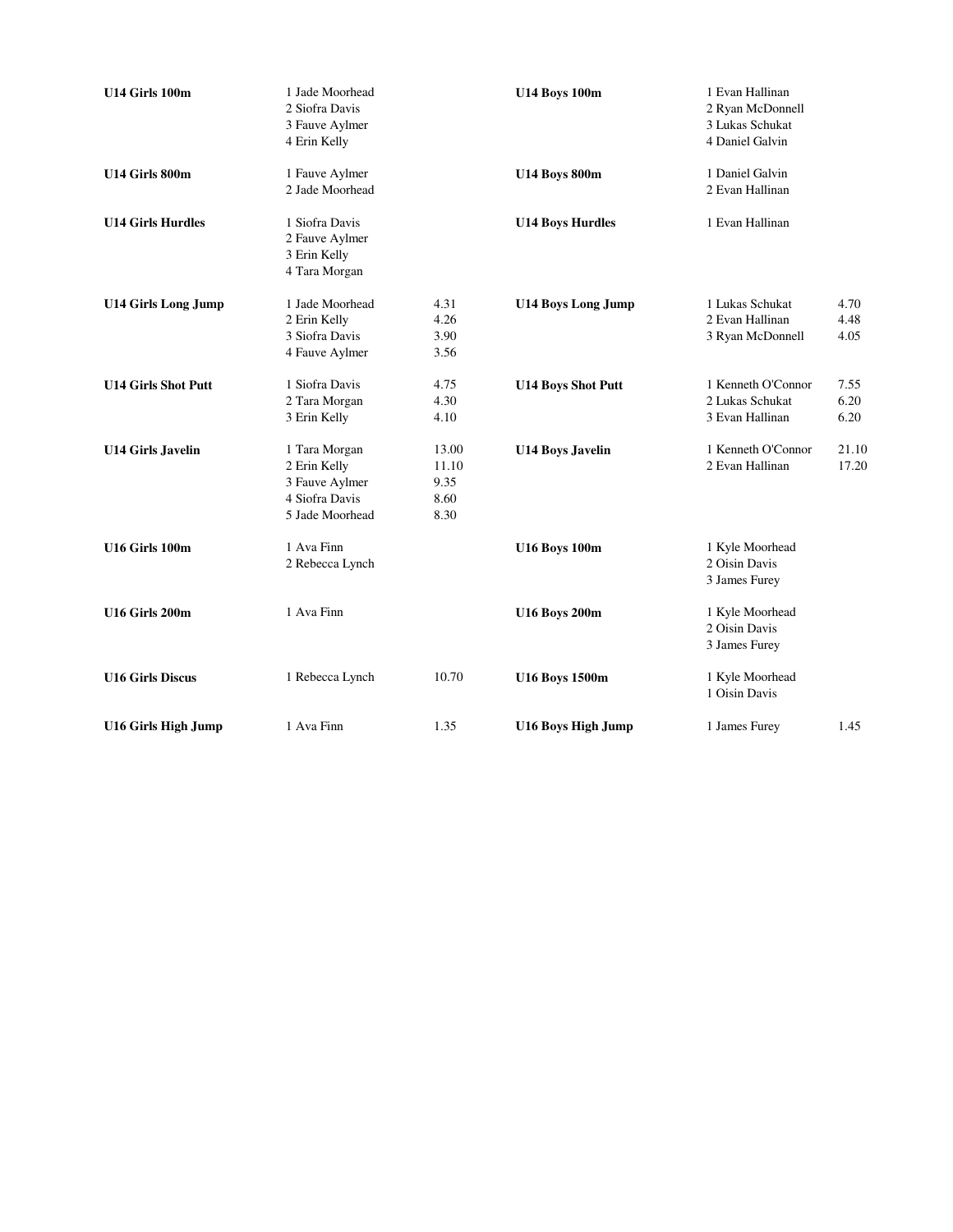| | | | | | |
|---|---|---|---|---|---|
| **U14 Girls 100m** | 1 Jade Moorhead<br>2 Siofra Davis<br>3 Fauve Aylmer<br>4 Erin Kelly | | **U14 Boys 100m** | 1 Evan Hallinan<br>2 Ryan McDonnell<br>3 Lukas Schukat<br>4 Daniel Galvin | |
| **U14 Girls 800m** | 1 Fauve Aylmer<br>2 Jade Moorhead | | **U14 Boys 800m** | 1 Daniel Galvin<br>2 Evan Hallinan | |
| **U14 Girls Hurdles** | 1 Siofra Davis<br>2 Fauve Aylmer<br>3 Erin Kelly<br>4 Tara Morgan | | **U14 Boys Hurdles** | 1 Evan Hallinan | |
| **U14 Girls Long Jump** | 1 Jade Moorhead<br>2 Erin Kelly<br>3 Siofra Davis<br>4 Fauve Aylmer | 4.31<br>4.26<br>3.90<br>3.56 | **U14 Boys Long Jump** | 1 Lukas Schukat<br>2 Evan Hallinan<br>3 Ryan McDonnell | 4.70<br>4.48<br>4.05 |
| **U14 Girls Shot Putt** | 1 Siofra Davis<br>2 Tara Morgan<br>3 Erin Kelly | 4.75<br>4.30<br>4.10 | **U14 Boys Shot Putt** | 1 Kenneth O'Connor<br>2 Lukas Schukat<br>3 Evan Hallinan | 7.55<br>6.20<br>6.20 |
| **U14 Girls Javelin** | 1 Tara Morgan<br>2 Erin Kelly<br>3 Fauve Aylmer<br>4 Siofra Davis<br>5 Jade Moorhead | 13.00<br>11.10<br>9.35<br>8.60<br>8.30 | **U14 Boys Javelin** | 1 Kenneth O'Connor<br>2 Evan Hallinan | 21.10<br>17.20 |
| **U16 Girls 100m** | 1 Ava Finn<br>2 Rebecca Lynch | | **U16 Boys 100m** | 1 Kyle Moorhead<br>2 Oisin Davis<br>3 James Furey | |
| **U16 Girls 200m** | 1 Ava Finn | | **U16 Boys 200m** | 1 Kyle Moorhead<br>2 Oisin Davis<br>3 James Furey | |
| **U16 Girls Discus** | 1 Rebecca Lynch | 10.70 | **U16 Boys 1500m** | 1 Kyle Moorhead<br>1 Oisin Davis | |
| **U16 Girls High Jump** | 1 Ava Finn | 1.35 | **U16 Boys High Jump** | 1 James Furey | 1.45 |